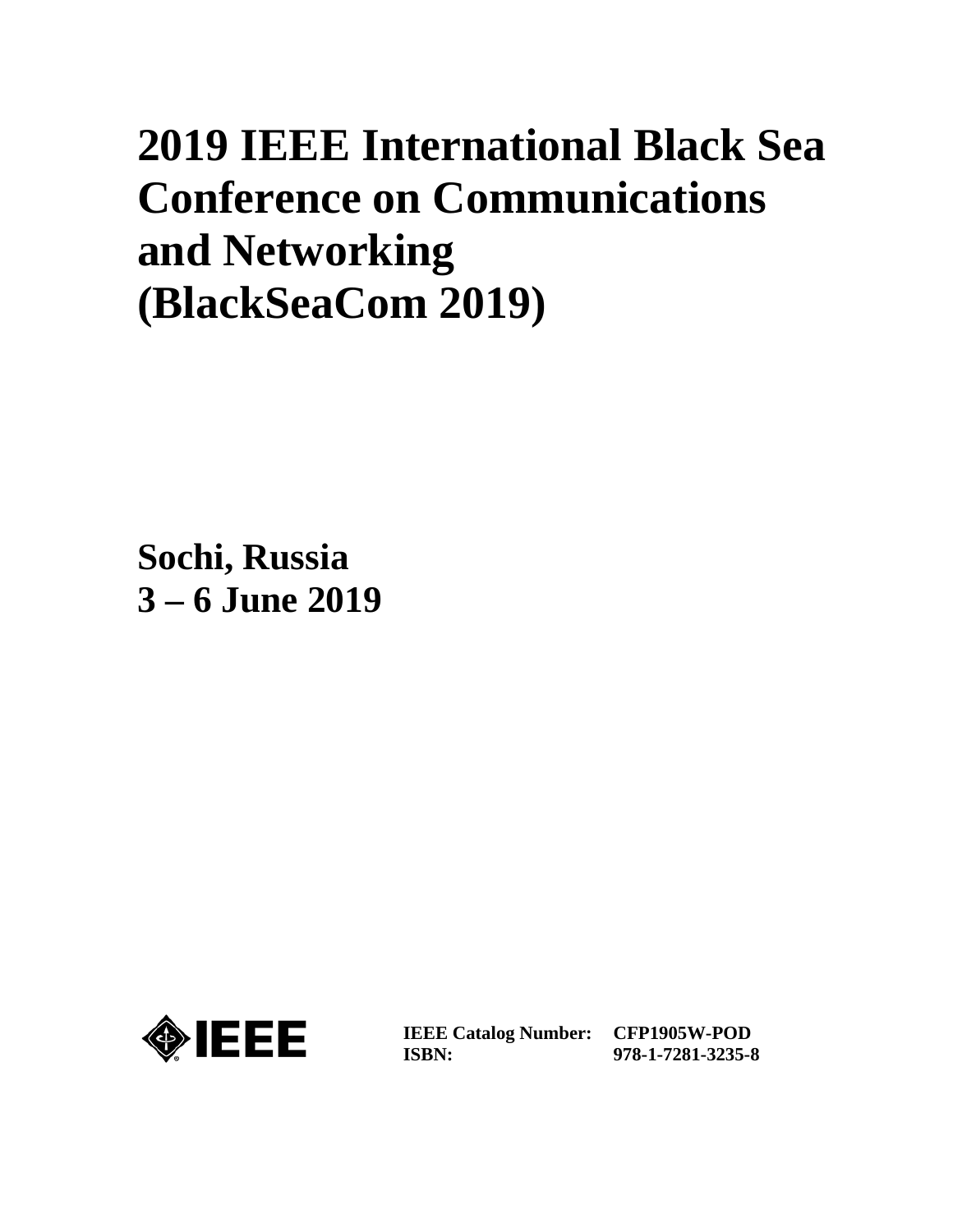# 2019 IEEE International Black Sea Conference on Communications and Networking (BlackSeaCom 2019)

**Sochi, Russia**
**3 – 6 June 2019**

IEEE

| | |
|---|---|
| **IEEE Catalog Number:** | **CFP1905W-POD** |
| **ISBN:** | **978-1-7281-3235-8** |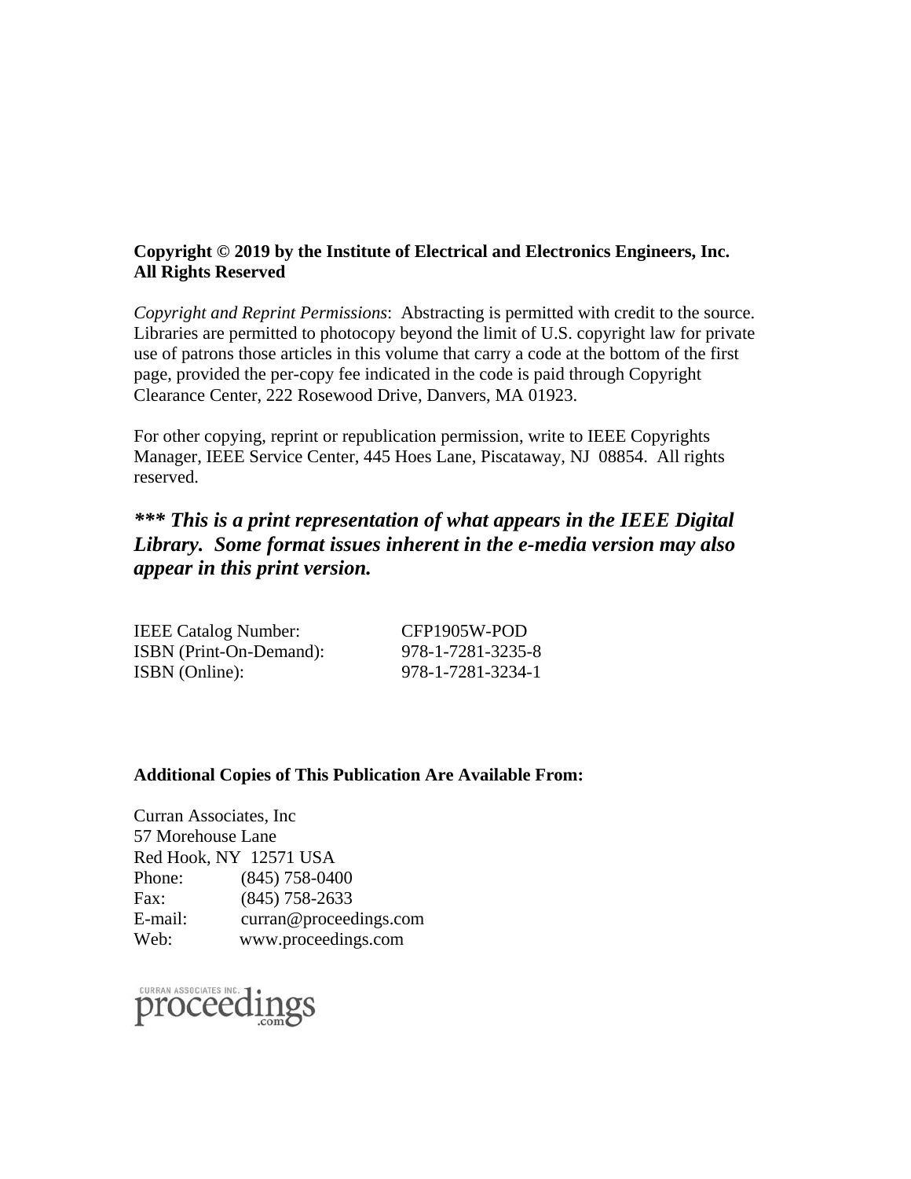**Copyright © 2019 by the Institute of Electrical and Electronics Engineers, Inc.**
**All Rights Reserved**

*Copyright and Reprint Permissions*: Abstracting is permitted with credit to the source. Libraries are permitted to photocopy beyond the limit of U.S. copyright law for private use of patrons those articles in this volume that carry a code at the bottom of the first page, provided the per-copy fee indicated in the code is paid through Copyright Clearance Center, 222 Rosewood Drive, Danvers, MA 01923.

For other copying, reprint or republication permission, write to IEEE Copyrights Manager, IEEE Service Center, 445 Hoes Lane, Piscataway, NJ 08854. All rights reserved.

***** This is a print representation of what appears in the IEEE Digital Library. Some format issues inherent in the e-media version may also appear in this print version.***

| | |
|---|---|
| IEEE Catalog Number: | CFP1905W-POD |
| ISBN (Print-On-Demand): | 978-1-7281-3235-8 |
| ISBN (Online): | 978-1-7281-3234-1 |

**Additional Copies of This Publication Are Available From:**

Curran Associates, Inc
57 Morehouse Lane
Red Hook, NY 12571 USA
Phone: (845) 758-0400
Fax: (845) 758-2633
E-mail: curran@proceedings.com
Web: www.proceedings.com

CURRAN ASSOCIATES INC. proceedings.com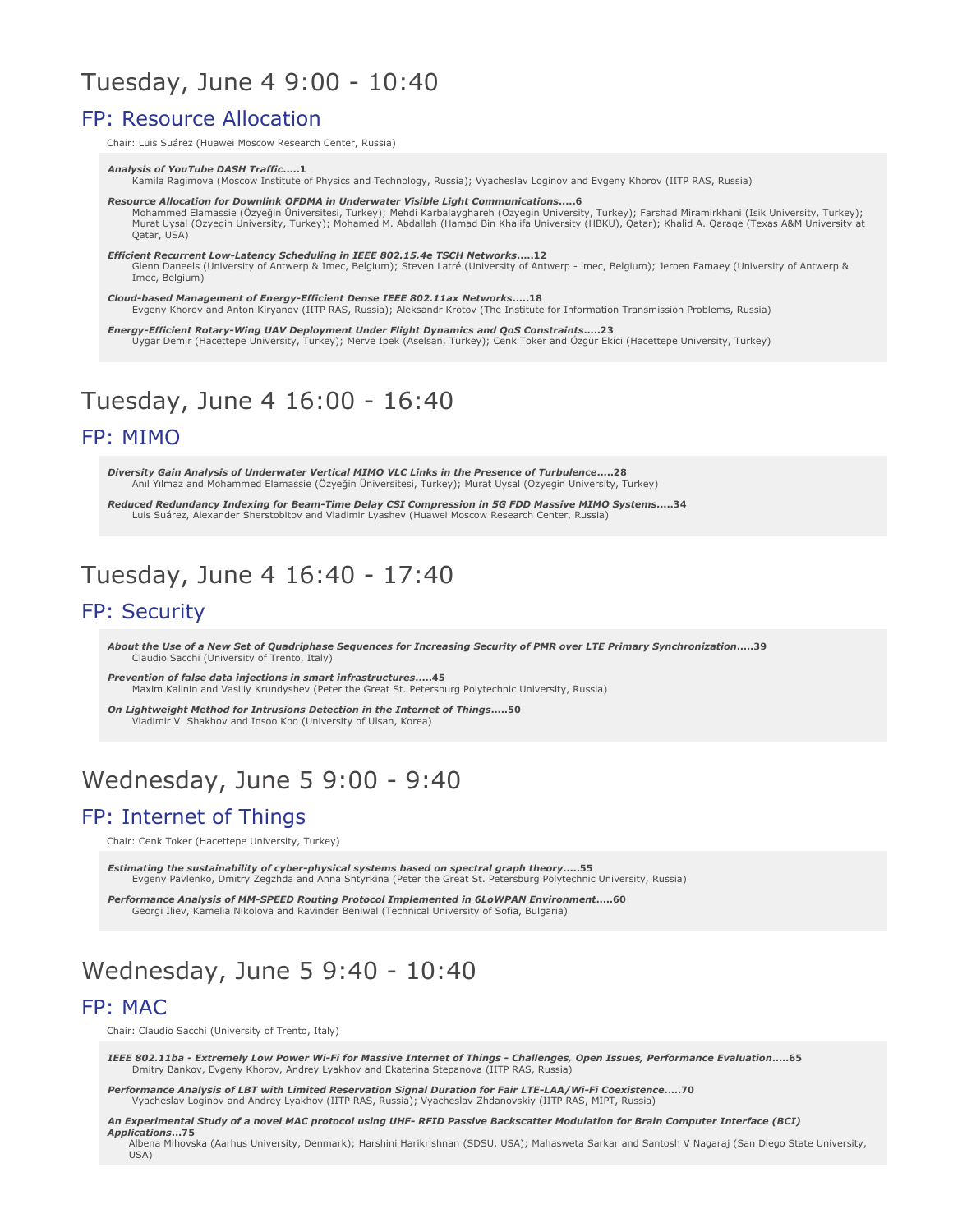# Tuesday, June 4 9:00 - 10:40

## FP: Resource Allocation

Chair: Luis Suárez (Huawei Moscow Research Center, Russia)

***Analysis of YouTube DASH Traffic*.....1**
Kamila Ragimova (Moscow Institute of Physics and Technology, Russia); Vyacheslav Loginov and Evgeny Khorov (IITP RAS, Russia)

***Resource Allocation for Downlink OFDMA in Underwater Visible Light Communications*.....6**
Mohammed Elamassie (Özyeğin Üniversitesi, Turkey); Mehdi Karbalayghareh (Ozyegin University, Turkey); Farshad Miramirkhani (Isik University, Turkey); Murat Uysal (Ozyegin University, Turkey); Mohamed M. Abdallah (Hamad Bin Khalifa University (HBKU), Qatar); Khalid A. Qaraqe (Texas A&M University at Qatar, USA)

***Efficient Recurrent Low-Latency Scheduling in IEEE 802.15.4e TSCH Networks*.....12**
Glenn Daneels (University of Antwerp & Imec, Belgium); Steven Latré (University of Antwerp - imec, Belgium); Jeroen Famaey (University of Antwerp & Imec, Belgium)

***Cloud-based Management of Energy-Efficient Dense IEEE 802.11ax Networks*.....18**
Evgeny Khorov and Anton Kiryanov (IITP RAS, Russia); Aleksandr Krotov (The Institute for Information Transmission Problems, Russia)

***Energy-Efficient Rotary-Wing UAV Deployment Under Flight Dynamics and QoS Constraints*.....23**
Uygar Demir (Hacettepe University, Turkey); Merve Ipek (Aselsan, Turkey); Cenk Toker and Özgür Ekici (Hacettepe University, Turkey)

# Tuesday, June 4 16:00 - 16:40

## FP: MIMO

***Diversity Gain Analysis of Underwater Vertical MIMO VLC Links in the Presence of Turbulence*.....28**
Anıl Yılmaz and Mohammed Elamassie (Özyeğin Üniversitesi, Turkey); Murat Uysal (Ozyegin University, Turkey)

***Reduced Redundancy Indexing for Beam-Time Delay CSI Compression in 5G FDD Massive MIMO Systems*.....34**
Luis Suárez, Alexander Sherstobitov and Vladimir Lyashev (Huawei Moscow Research Center, Russia)

# Tuesday, June 4 16:40 - 17:40

## FP: Security

***About the Use of a New Set of Quadriphase Sequences for Increasing Security of PMR over LTE Primary Synchronization*.....39**
Claudio Sacchi (University of Trento, Italy)

***Prevention of false data injections in smart infrastructures*.....45**
Maxim Kalinin and Vasiliy Krundyshev (Peter the Great St. Petersburg Polytechnic University, Russia)

***On Lightweight Method for Intrusions Detection in the Internet of Things*.....50**
Vladimir V. Shakhov and Insoo Koo (University of Ulsan, Korea)

# Wednesday, June 5 9:00 - 9:40

## FP: Internet of Things

Chair: Cenk Toker (Hacettepe University, Turkey)

***Estimating the sustainability of cyber-physical systems based on spectral graph theory*.....55**
Evgeny Pavlenko, Dmitry Zegzhda and Anna Shtyrkina (Peter the Great St. Petersburg Polytechnic University, Russia)

***Performance Analysis of MM-SPEED Routing Protocol Implemented in 6LoWPAN Environment*.....60**
Georgi Iliev, Kamelia Nikolova and Ravinder Beniwal (Technical University of Sofia, Bulgaria)

# Wednesday, June 5 9:40 - 10:40

## FP: MAC

Chair: Claudio Sacchi (University of Trento, Italy)

***IEEE 802.11ba - Extremely Low Power Wi-Fi for Massive Internet of Things - Challenges, Open Issues, Performance Evaluation*.....65**
Dmitry Bankov, Evgeny Khorov, Andrey Lyakhov and Ekaterina Stepanova (IITP RAS, Russia)

***Performance Analysis of LBT with Limited Reservation Signal Duration for Fair LTE-LAA/Wi-Fi Coexistence*.....70**
Vyacheslav Loginov and Andrey Lyakhov (IITP RAS, Russia); Vyacheslav Zhdanovskiy (IITP RAS, MIPT, Russia)

***An Experimental Study of a novel MAC protocol using UHF- RFID Passive Backscatter Modulation for Brain Computer Interface (BCI) Applications*...75**
Albena Mihovska (Aarhus University, Denmark); Harshini Harikrishnan (SDSU, USA); Mahasweta Sarkar and Santosh V Nagaraj (San Diego State University, USA)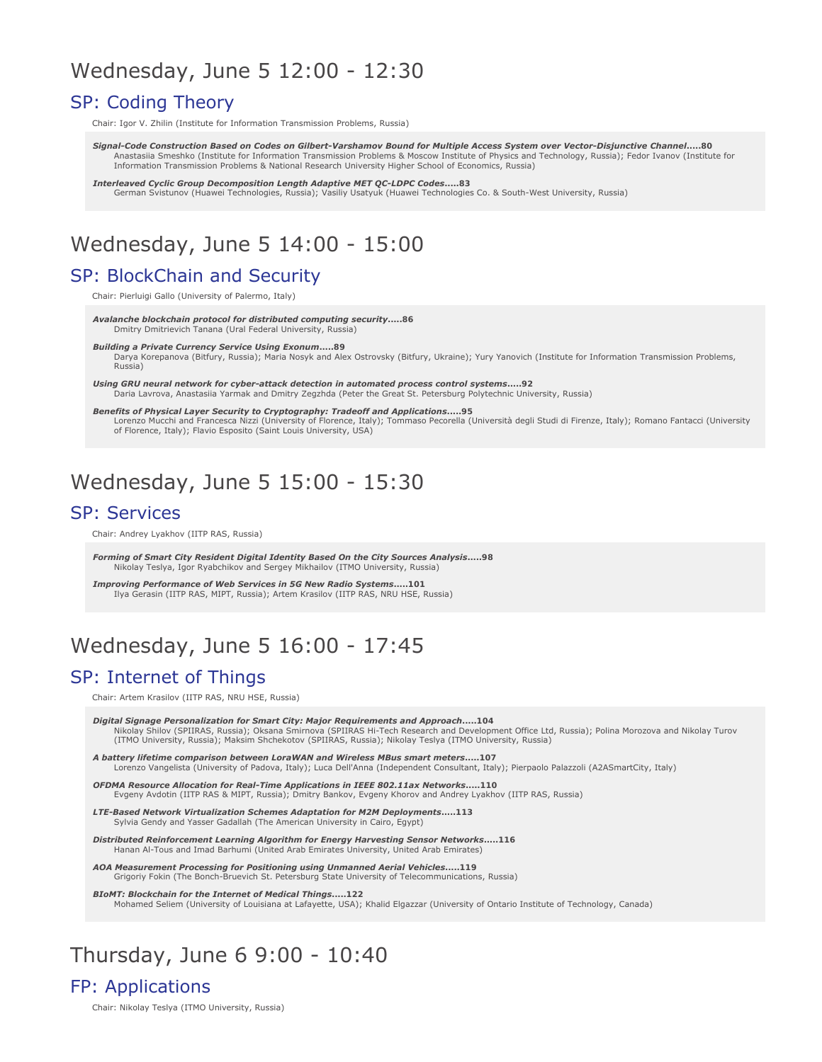# Wednesday, June 5 12:00 - 12:30

## SP: Coding Theory

Chair: Igor V. Zhilin (Institute for Information Transmission Problems, Russia)

***Signal-Code Construction Based on Codes on Gilbert-Varshamov Bound for Multiple Access System over Vector-Disjunctive Channel*.....80**
Anastasiia Smeshko (Institute for Information Transmission Problems & Moscow Institute of Physics and Technology, Russia); Fedor Ivanov (Institute for Information Transmission Problems & National Research University Higher School of Economics, Russia)

***Interleaved Cyclic Group Decomposition Length Adaptive MET QC-LDPC Codes*.....83**
German Svistunov (Huawei Technologies, Russia); Vasiliy Usatyuk (Huawei Technologies Co. & South-West University, Russia)

# Wednesday, June 5 14:00 - 15:00

## SP: BlockChain and Security

Chair: Pierluigi Gallo (University of Palermo, Italy)

***Avalanche blockchain protocol for distributed computing security*.....86**
Dmitry Dmitrievich Tanana (Ural Federal University, Russia)

***Building a Private Currency Service Using Exonum*.....89**
Darya Korepanova (Bitfury, Russia); Maria Nosyk and Alex Ostrovsky (Bitfury, Ukraine); Yury Yanovich (Institute for Information Transmission Problems, Russia)

***Using GRU neural network for cyber-attack detection in automated process control systems*.....92**
Daria Lavrova, Anastasiia Yarmak and Dmitry Zegzhda (Peter the Great St. Petersburg Polytechnic University, Russia)

***Benefits of Physical Layer Security to Cryptography: Tradeoff and Applications*.....95**
Lorenzo Mucchi and Francesca Nizzi (University of Florence, Italy); Tommaso Pecorella (Università degli Studi di Firenze, Italy); Romano Fantacci (University of Florence, Italy); Flavio Esposito (Saint Louis University, USA)

# Wednesday, June 5 15:00 - 15:30

## SP: Services

Chair: Andrey Lyakhov (IITP RAS, Russia)

***Forming of Smart City Resident Digital Identity Based On the City Sources Analysis*.....98**
Nikolay Teslya, Igor Ryabchikov and Sergey Mikhailov (ITMO University, Russia)

***Improving Performance of Web Services in 5G New Radio Systems*.....101**
Ilya Gerasin (IITP RAS, MIPT, Russia); Artem Krasilov (IITP RAS, NRU HSE, Russia)

# Wednesday, June 5 16:00 - 17:45

## SP: Internet of Things

Chair: Artem Krasilov (IITP RAS, NRU HSE, Russia)

***Digital Signage Personalization for Smart City: Major Requirements and Approach*.....104**
Nikolay Shilov (SPIIRAS, Russia); Oksana Smirnova (SPIIRAS Hi-Tech Research and Development Office Ltd, Russia); Polina Morozova and Nikolay Turov (ITMO University, Russia); Maksim Shchekotov (SPIIRAS, Russia); Nikolay Teslya (ITMO University, Russia)

***A battery lifetime comparison between LoraWAN and Wireless MBus smart meters*.....107**
Lorenzo Vangelista (University of Padova, Italy); Luca Dell'Anna (Independent Consultant, Italy); Pierpaolo Palazzoli (A2ASmartCity, Italy)

***OFDMA Resource Allocation for Real-Time Applications in IEEE 802.11ax Networks*.....110**
Evgeny Avdotin (IITP RAS & MIPT, Russia); Dmitry Bankov, Evgeny Khorov and Andrey Lyakhov (IITP RAS, Russia)

***LTE-Based Network Virtualization Schemes Adaptation for M2M Deployments*.....113**
Sylvia Gendy and Yasser Gadallah (The American University in Cairo, Egypt)

***Distributed Reinforcement Learning Algorithm for Energy Harvesting Sensor Networks*.....116**
Hanan Al-Tous and Imad Barhumi (United Arab Emirates University, United Arab Emirates)

***AOA Measurement Processing for Positioning using Unmanned Aerial Vehicles*.....119**
Grigoriy Fokin (The Bonch-Bruevich St. Petersburg State University of Telecommunications, Russia)

***BIoMT: Blockchain for the Internet of Medical Things*.....122**
Mohamed Seliem (University of Louisiana at Lafayette, USA); Khalid Elgazzar (University of Ontario Institute of Technology, Canada)

# Thursday, June 6 9:00 - 10:40

## FP: Applications

Chair: Nikolay Teslya (ITMO University, Russia)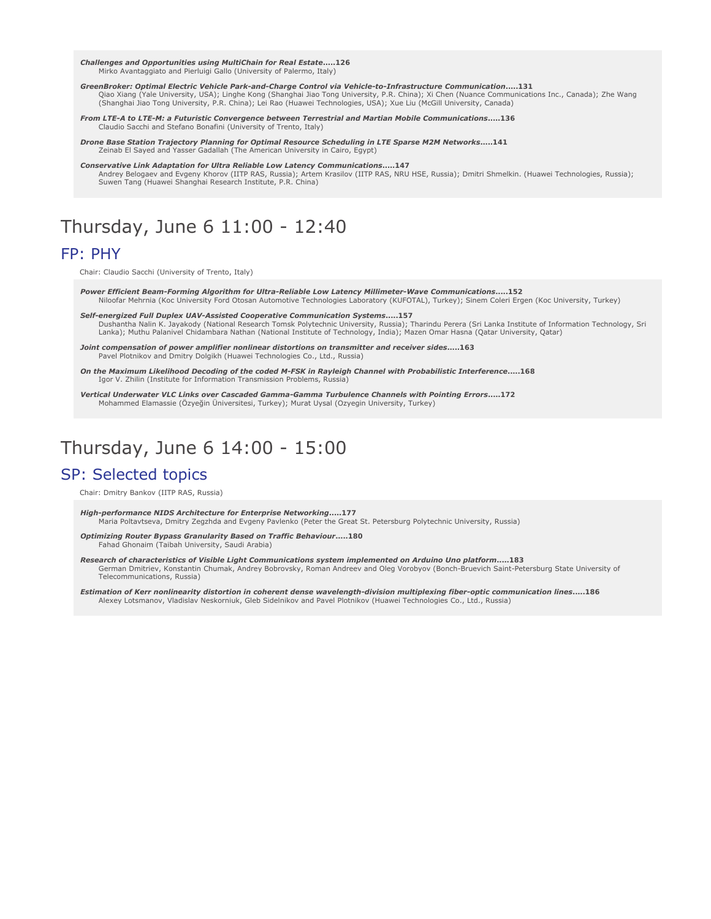***Challenges and Opportunities using MultiChain for Real Estate*.....126**
Mirko Avantaggiato and Pierluigi Gallo (University of Palermo, Italy)

***GreenBroker: Optimal Electric Vehicle Park-and-Charge Control via Vehicle-to-Infrastructure Communication*.....131**
Qiao Xiang (Yale University, USA); Linghe Kong (Shanghai Jiao Tong University, P.R. China); Xi Chen (Nuance Communications Inc., Canada); Zhe Wang (Shanghai Jiao Tong University, P.R. China); Lei Rao (Huawei Technologies, USA); Xue Liu (McGill University, Canada)

***From LTE-A to LTE-M: a Futuristic Convergence between Terrestrial and Martian Mobile Communications*.....136**
Claudio Sacchi and Stefano Bonafini (University of Trento, Italy)

***Drone Base Station Trajectory Planning for Optimal Resource Scheduling in LTE Sparse M2M Networks*.....141**
Zeinab El Sayed and Yasser Gadallah (The American University in Cairo, Egypt)

***Conservative Link Adaptation for Ultra Reliable Low Latency Communications*.....147**
Andrey Belogaev and Evgeny Khorov (IITP RAS, Russia); Artem Krasilov (IITP RAS, NRU HSE, Russia); Dmitri Shmelkin. (Huawei Technologies, Russia); Suwen Tang (Huawei Shanghai Research Institute, P.R. China)

# Thursday, June 6 11:00 - 12:40

## FP: PHY

Chair: Claudio Sacchi (University of Trento, Italy)

***Power Efficient Beam-Forming Algorithm for Ultra-Reliable Low Latency Millimeter-Wave Communications*.....152**
Niloofar Mehrnia (Koc University Ford Otosan Automotive Technologies Laboratory (KUFOTAL), Turkey); Sinem Coleri Ergen (Koc University, Turkey)

***Self-energized Full Duplex UAV-Assisted Cooperative Communication Systems*.....157**
Dushantha Nalin K. Jayakody (National Research Tomsk Polytechnic University, Russia); Tharindu Perera (Sri Lanka Institute of Information Technology, Sri Lanka); Muthu Palanivel Chidambara Nathan (National Institute of Technology, India); Mazen Omar Hasna (Qatar University, Qatar)

***Joint compensation of power amplifier nonlinear distortions on transmitter and receiver sides*.....163**
Pavel Plotnikov and Dmitry Dolgikh (Huawei Technologies Co., Ltd., Russia)

***On the Maximum Likelihood Decoding of the coded M-FSK in Rayleigh Channel with Probabilistic Interference*.....168**
Igor V. Zhilin (Institute for Information Transmission Problems, Russia)

***Vertical Underwater VLC Links over Cascaded Gamma-Gamma Turbulence Channels with Pointing Errors*.....172**
Mohammed Elamassie (Özyeğin Üniversitesi, Turkey); Murat Uysal (Ozyegin University, Turkey)

# Thursday, June 6 14:00 - 15:00

## SP: Selected topics

Chair: Dmitry Bankov (IITP RAS, Russia)

***High-performance NIDS Architecture for Enterprise Networking*.....177**
Maria Poltavtseva, Dmitry Zegzhda and Evgeny Pavlenko (Peter the Great St. Petersburg Polytechnic University, Russia)

***Optimizing Router Bypass Granularity Based on Traffic Behaviour*.....180**
Fahad Ghonaim (Taibah University, Saudi Arabia)

***Research of characteristics of Visible Light Communications system implemented on Arduino Uno platform*.....183**
German Dmitriev, Konstantin Chumak, Andrey Bobrovsky, Roman Andreev and Oleg Vorobyov (Bonch-Bruevich Saint-Petersburg State University of Telecommunications, Russia)

***Estimation of Kerr nonlinearity distortion in coherent dense wavelength-division multiplexing fiber-optic communication lines*.....186**
Alexey Lotsmanov, Vladislav Neskorniuk, Gleb Sidelnikov and Pavel Plotnikov (Huawei Technologies Co., Ltd., Russia)